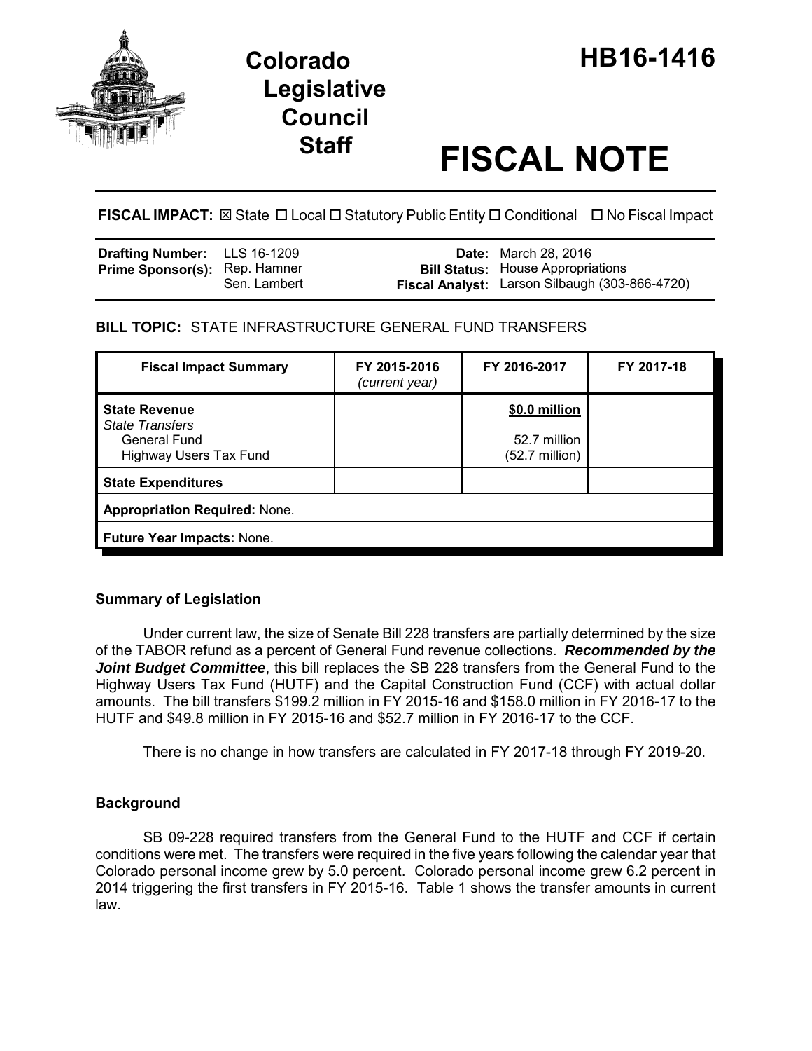# Colorado Legislative Council Staff

# HB16-1416

# FISCAL NOTE

**FISCAL IMPACT:** ☒ State ☐ Local ☐ Statutory Public Entity ☐ Conditional ☐ No Fiscal Impact

| | | | |
|---|---|---|---|
| **Drafting Number:** | LLS 16-1209 | **Date:** | March 28, 2016 |
| **Prime Sponsor(s):** | Rep. Hamner<br>Sen. Lambert | **Bill Status:** | House Appropriations |
| | | **Fiscal Analyst:** | Larson Silbaugh (303-866-4720) |

**BILL TOPIC:** STATE INFRASTRUCTURE GENERAL FUND TRANSFERS

| Fiscal Impact Summary | FY 2015-2016 *(current year)* | FY 2016-2017 | FY 2017-18 |
|---|---|---|---|
| **State Revenue** | | **$0.0 million** | |
| *State Transfers* | | | |
| General Fund | | 52.7 million | |
| Highway Users Tax Fund | | (52.7 million) | |
| **State Expenditures** | | | |
| **Appropriation Required:** None. | | | |
| **Future Year Impacts:** None. | | | |

### Summary of Legislation

Under current law, the size of Senate Bill 228 transfers are partially determined by the size of the TABOR refund as a percent of General Fund revenue collections. ***Recommended by the Joint Budget Committee***, this bill replaces the SB 228 transfers from the General Fund to the Highway Users Tax Fund (HUTF) and the Capital Construction Fund (CCF) with actual dollar amounts. The bill transfers $199.2 million in FY 2015-16 and $158.0 million in FY 2016-17 to the HUTF and $49.8 million in FY 2015-16 and $52.7 million in FY 2016-17 to the CCF.

There is no change in how transfers are calculated in FY 2017-18 through FY 2019-20.

### Background

SB 09-228 required transfers from the General Fund to the HUTF and CCF if certain conditions were met. The transfers were required in the five years following the calendar year that Colorado personal income grew by 5.0 percent. Colorado personal income grew 6.2 percent in 2014 triggering the first transfers in FY 2015-16. Table 1 shows the transfer amounts in current law.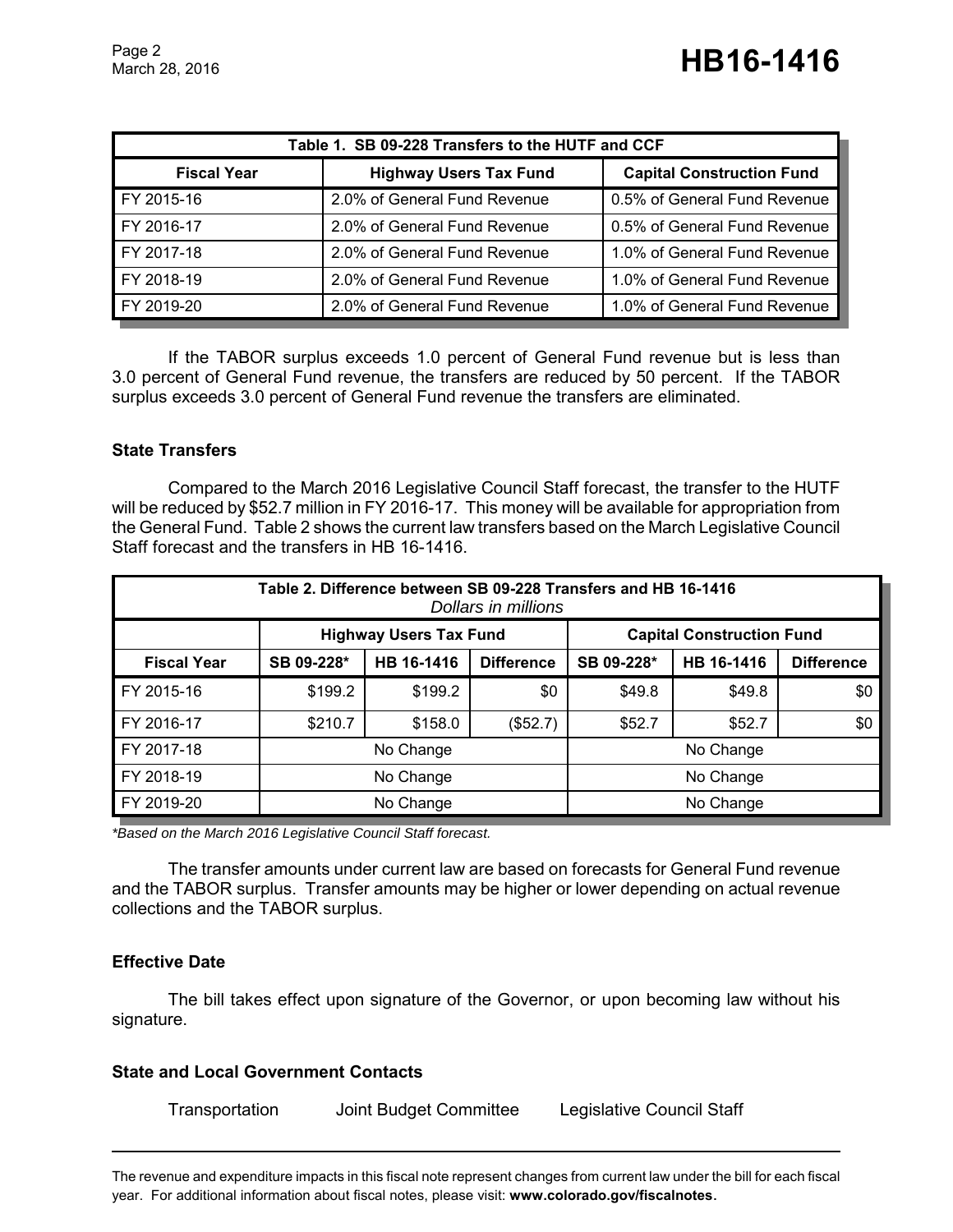| Table 1. SB 09-228 Transfers to the HUTF and CCF | | |
|---|---|---|
| **Fiscal Year** | **Highway Users Tax Fund** | **Capital Construction Fund** |
| FY 2015-16 | 2.0% of General Fund Revenue | 0.5% of General Fund Revenue |
| FY 2016-17 | 2.0% of General Fund Revenue | 0.5% of General Fund Revenue |
| FY 2017-18 | 2.0% of General Fund Revenue | 1.0% of General Fund Revenue |
| FY 2018-19 | 2.0% of General Fund Revenue | 1.0% of General Fund Revenue |
| FY 2019-20 | 2.0% of General Fund Revenue | 1.0% of General Fund Revenue |

If the TABOR surplus exceeds 1.0 percent of General Fund revenue but is less than 3.0 percent of General Fund revenue, the transfers are reduced by 50 percent. If the TABOR surplus exceeds 3.0 percent of General Fund revenue the transfers are eliminated.

**State Transfers**

Compared to the March 2016 Legislative Council Staff forecast, the transfer to the HUTF will be reduced by $52.7 million in FY 2016-17. This money will be available for appropriation from the General Fund. Table 2 shows the current law transfers based on the March Legislative Council Staff forecast and the transfers in HB 16-1416.

| Table 2. Difference between SB 09-228 Transfers and HB 16-1416 *Dollars in millions* | | | | | | |
|---|---|---|---|---|---|---|
| | **Highway Users Tax Fund** | | | **Capital Construction Fund** | | |
| **Fiscal Year** | **SB 09-228*** | **HB 16-1416** | **Difference** | **SB 09-228*** | **HB 16-1416** | **Difference** |
| FY 2015-16 | $199.2 | $199.2 | $0 | $49.8 | $49.8 | $0 |
| FY 2016-17 | $210.7 | $158.0 | ($52.7) | $52.7 | $52.7 | $0 |
| FY 2017-18 | No Change | | | No Change | | |
| FY 2018-19 | No Change | | | No Change | | |
| FY 2019-20 | No Change | | | No Change | | |

*\*Based on the March 2016 Legislative Council Staff forecast.*

The transfer amounts under current law are based on forecasts for General Fund revenue and the TABOR surplus. Transfer amounts may be higher or lower depending on actual revenue collections and the TABOR surplus.

**Effective Date**

The bill takes effect upon signature of the Governor, or upon becoming law without his signature.

**State and Local Government Contacts**

Transportation    Joint Budget Committee    Legislative Council Staff

The revenue and expenditure impacts in this fiscal note represent changes from current law under the bill for each fiscal year. For additional information about fiscal notes, please visit: **www.colorado.gov/fiscalnotes.**